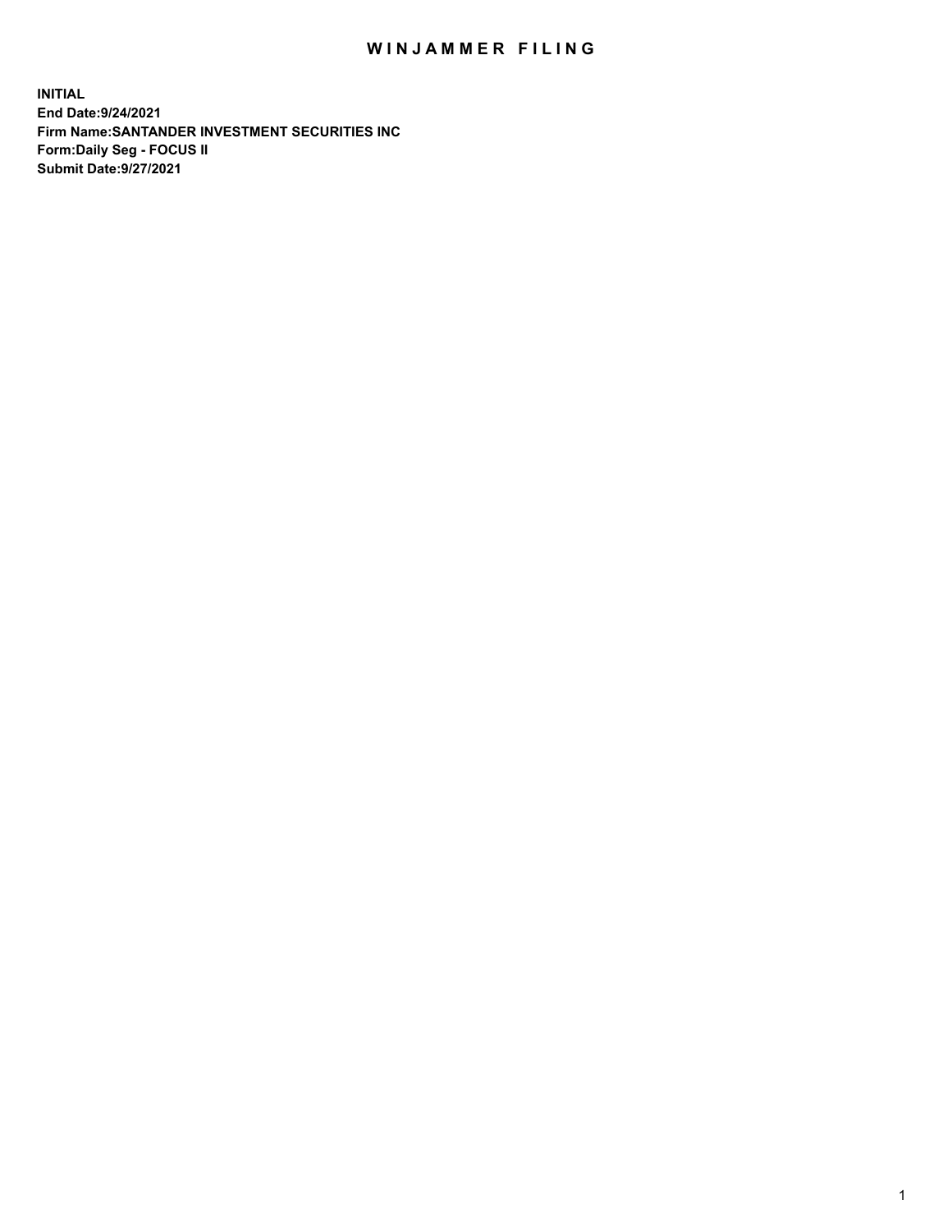# WINJAMMER FILING

**INITIAL**
**End Date:9/24/2021**
**Firm Name:SANTANDER INVESTMENT SECURITIES INC**
**Form:Daily Seg - FOCUS II**
**Submit Date:9/27/2021**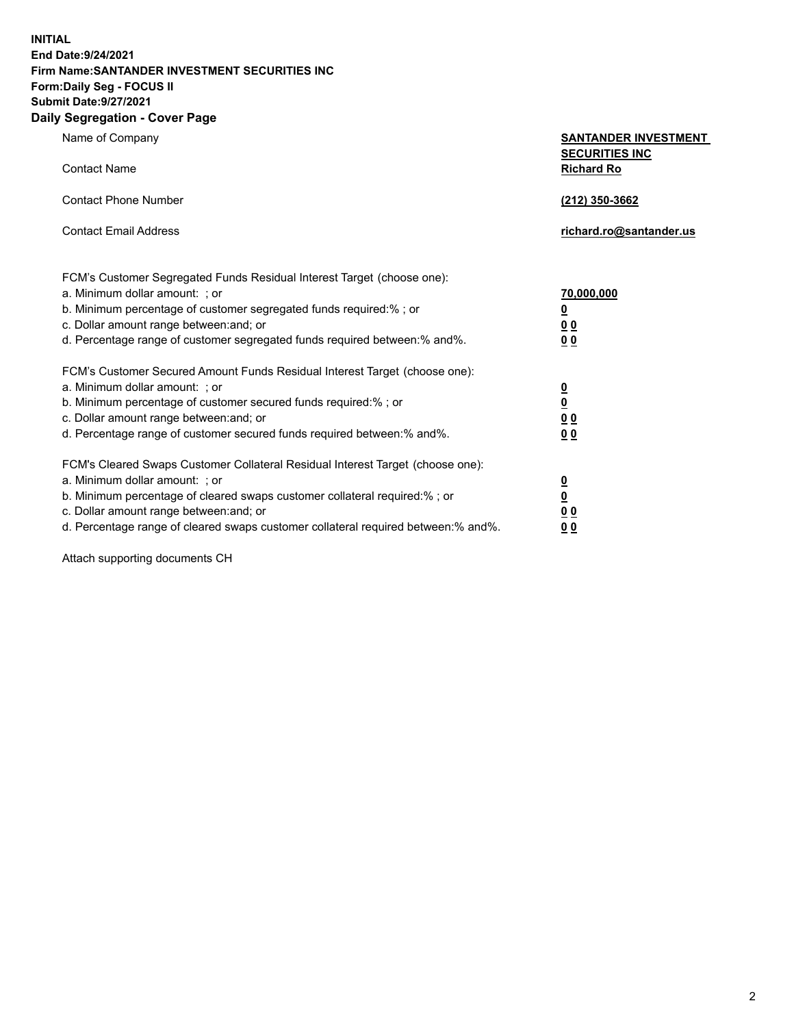**INITIAL**
**End Date:9/24/2021**
**Firm Name:SANTANDER INVESTMENT SECURITIES INC**
**Form:Daily Seg - FOCUS II**
**Submit Date:9/27/2021**

## Daily Segregation - Cover Page

| | |
|---|---|
| Name of Company | **SANTANDER INVESTMENT SECURITIES INC** |
| Contact Name | **Richard Ro** |
| Contact Phone Number | **(212) 350-3662** |
| Contact Email Address | **richard.ro@santander.us** |

| | |
|---|---|
| FCM's Customer Segregated Funds Residual Interest Target (choose one): | |
| a. Minimum dollar amount: ; or | **70,000,000** |
| b. Minimum percentage of customer segregated funds required:% ; or | **0** |
| c. Dollar amount range between:and; or | **0 0** |
| d. Percentage range of customer segregated funds required between:% and%. | **0 0** |

| | |
|---|---|
| FCM's Customer Secured Amount Funds Residual Interest Target (choose one): | |
| a. Minimum dollar amount: ; or | **0** |
| b. Minimum percentage of customer secured funds required:% ; or | **0** |
| c. Dollar amount range between:and; or | **0 0** |
| d. Percentage range of customer secured funds required between:% and%. | **0 0** |

| | |
|---|---|
| FCM's Cleared Swaps Customer Collateral Residual Interest Target (choose one): | |
| a. Minimum dollar amount: ; or | **0** |
| b. Minimum percentage of cleared swaps customer collateral required:% ; or | **0** |
| c. Dollar amount range between:and; or | **0 0** |
| d. Percentage range of cleared swaps customer collateral required between:% and%. | **0 0** |

Attach supporting documents CH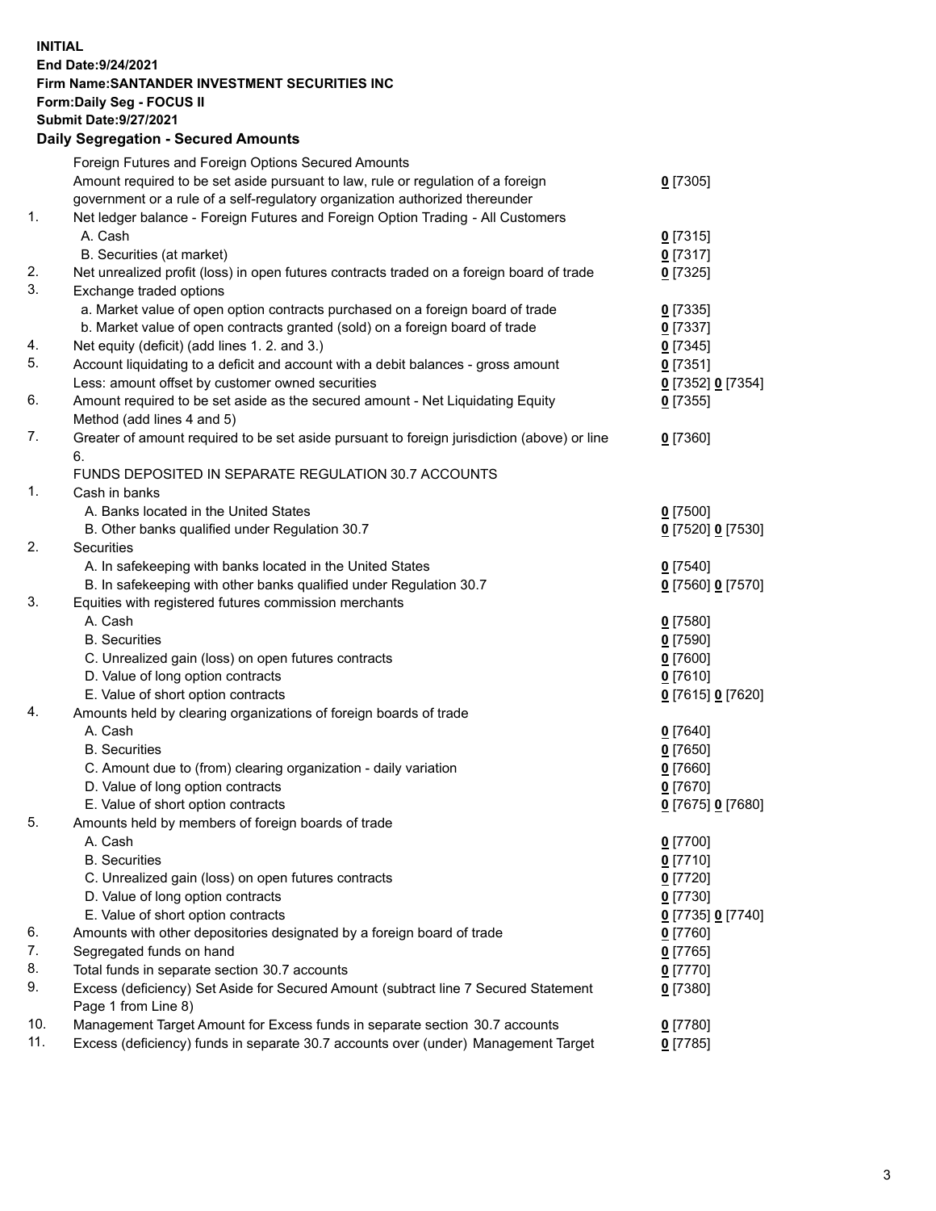**INITIAL**
**End Date:9/24/2021**
**Firm Name:SANTANDER INVESTMENT SECURITIES INC**
**Form:Daily Seg - FOCUS II**
**Submit Date:9/27/2021**

## Daily Segregation - Secured Amounts

| | | |
|---|---|---|
| | Foreign Futures and Foreign Options Secured Amounts | |
| | Amount required to be set aside pursuant to law, rule or regulation of a foreign government or a rule of a self-regulatory organization authorized thereunder | **0** [7305] |
| 1. | Net ledger balance - Foreign Futures and Foreign Option Trading - All Customers | |
| | A. Cash | **0** [7315] |
| | B. Securities (at market) | **0** [7317] |
| 2. | Net unrealized profit (loss) in open futures contracts traded on a foreign board of trade | **0** [7325] |
| 3. | Exchange traded options | |
| | a. Market value of open option contracts purchased on a foreign board of trade | **0** [7335] |
| | b. Market value of open contracts granted (sold) on a foreign board of trade | **0** [7337] |
| 4. | Net equity (deficit) (add lines 1. 2. and 3.) | **0** [7345] |
| 5. | Account liquidating to a deficit and account with a debit balances - gross amount | **0** [7351] |
| | Less: amount offset by customer owned securities | **0** [7352] **0** [7354] |
| 6. | Amount required to be set aside as the secured amount - Net Liquidating Equity Method (add lines 4 and 5) | **0** [7355] |
| 7. | Greater of amount required to be set aside pursuant to foreign jurisdiction (above) or line 6. | **0** [7360] |
| | FUNDS DEPOSITED IN SEPARATE REGULATION 30.7 ACCOUNTS | |
| 1. | Cash in banks | |
| | A. Banks located in the United States | **0** [7500] |
| | B. Other banks qualified under Regulation 30.7 | **0** [7520] **0** [7530] |
| 2. | Securities | |
| | A. In safekeeping with banks located in the United States | **0** [7540] |
| | B. In safekeeping with other banks qualified under Regulation 30.7 | **0** [7560] **0** [7570] |
| 3. | Equities with registered futures commission merchants | |
| | A. Cash | **0** [7580] |
| | B. Securities | **0** [7590] |
| | C. Unrealized gain (loss) on open futures contracts | **0** [7600] |
| | D. Value of long option contracts | **0** [7610] |
| | E. Value of short option contracts | **0** [7615] **0** [7620] |
| 4. | Amounts held by clearing organizations of foreign boards of trade | |
| | A. Cash | **0** [7640] |
| | B. Securities | **0** [7650] |
| | C. Amount due to (from) clearing organization - daily variation | **0** [7660] |
| | D. Value of long option contracts | **0** [7670] |
| | E. Value of short option contracts | **0** [7675] **0** [7680] |
| 5. | Amounts held by members of foreign boards of trade | |
| | A. Cash | **0** [7700] |
| | B. Securities | **0** [7710] |
| | C. Unrealized gain (loss) on open futures contracts | **0** [7720] |
| | D. Value of long option contracts | **0** [7730] |
| | E. Value of short option contracts | **0** [7735] **0** [7740] |
| 6. | Amounts with other depositories designated by a foreign board of trade | **0** [7760] |
| 7. | Segregated funds on hand | **0** [7765] |
| 8. | Total funds in separate section 30.7 accounts | **0** [7770] |
| 9. | Excess (deficiency) Set Aside for Secured Amount (subtract line 7 Secured Statement Page 1 from Line 8) | **0** [7380] |
| 10. | Management Target Amount for Excess funds in separate section 30.7 accounts | **0** [7780] |
| 11. | Excess (deficiency) funds in separate 30.7 accounts over (under) Management Target | **0** [7785] |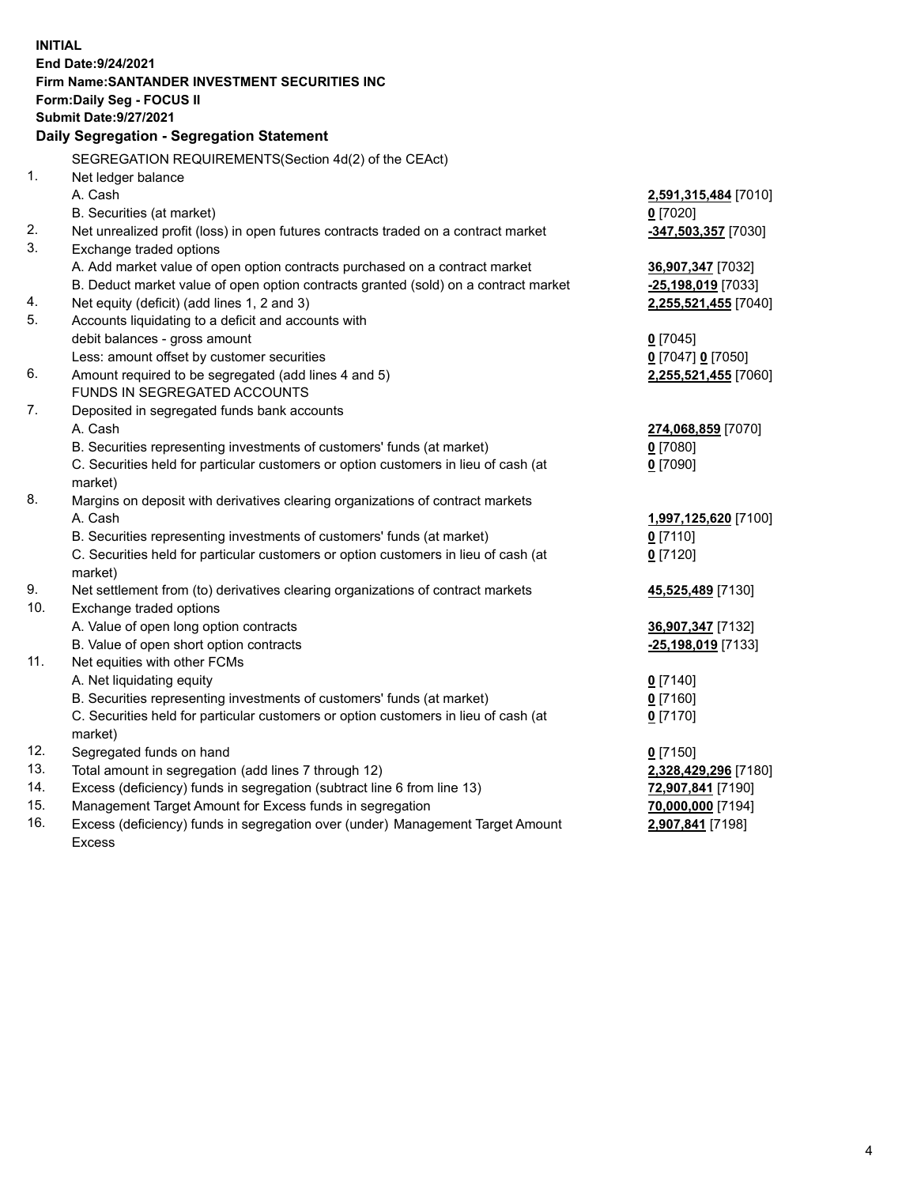**INITIAL**
**End Date:9/24/2021**
**Firm Name:SANTANDER INVESTMENT SECURITIES INC**
**Form:Daily Seg - FOCUS II**
**Submit Date:9/27/2021**

### Daily Segregation - Segregation Statement

SEGREGATION REQUIREMENTS(Section 4d(2) of the CEAct)

| | | |
|---|---|---|
| 1. | Net ledger balance | |
| | A. Cash | **2,591,315,484** [7010] |
| | B. Securities (at market) | **0** [7020] |
| 2. | Net unrealized profit (loss) in open futures contracts traded on a contract market | **-347,503,357** [7030] |
| 3. | Exchange traded options | |
| | A. Add market value of open option contracts purchased on a contract market | **36,907,347** [7032] |
| | B. Deduct market value of open option contracts granted (sold) on a contract market | **-25,198,019** [7033] |
| 4. | Net equity (deficit) (add lines 1, 2 and 3) | **2,255,521,455** [7040] |
| 5. | Accounts liquidating to a deficit and accounts with debit balances - gross amount | **0** [7045] |
| | Less: amount offset by customer securities | **0** [7047] **0** [7050] |
| 6. | Amount required to be segregated (add lines 4 and 5) | **2,255,521,455** [7060] |
| | FUNDS IN SEGREGATED ACCOUNTS | |
| 7. | Deposited in segregated funds bank accounts | |
| | A. Cash | **274,068,859** [7070] |
| | B. Securities representing investments of customers' funds (at market) | **0** [7080] |
| | C. Securities held for particular customers or option customers in lieu of cash (at market) | **0** [7090] |
| 8. | Margins on deposit with derivatives clearing organizations of contract markets | |
| | A. Cash | **1,997,125,620** [7100] |
| | B. Securities representing investments of customers' funds (at market) | **0** [7110] |
| | C. Securities held for particular customers or option customers in lieu of cash (at market) | **0** [7120] |
| 9. | Net settlement from (to) derivatives clearing organizations of contract markets | **45,525,489** [7130] |
| 10. | Exchange traded options | |
| | A. Value of open long option contracts | **36,907,347** [7132] |
| | B. Value of open short option contracts | **-25,198,019** [7133] |
| 11. | Net equities with other FCMs | |
| | A. Net liquidating equity | **0** [7140] |
| | B. Securities representing investments of customers' funds (at market) | **0** [7160] |
| | C. Securities held for particular customers or option customers in lieu of cash (at market) | **0** [7170] |
| 12. | Segregated funds on hand | **0** [7150] |
| 13. | Total amount in segregation (add lines 7 through 12) | **2,328,429,296** [7180] |
| 14. | Excess (deficiency) funds in segregation (subtract line 6 from line 13) | **72,907,841** [7190] |
| 15. | Management Target Amount for Excess funds in segregation | **70,000,000** [7194] |
| 16. | Excess (deficiency) funds in segregation over (under) Management Target Amount Excess | **2,907,841** [7198] |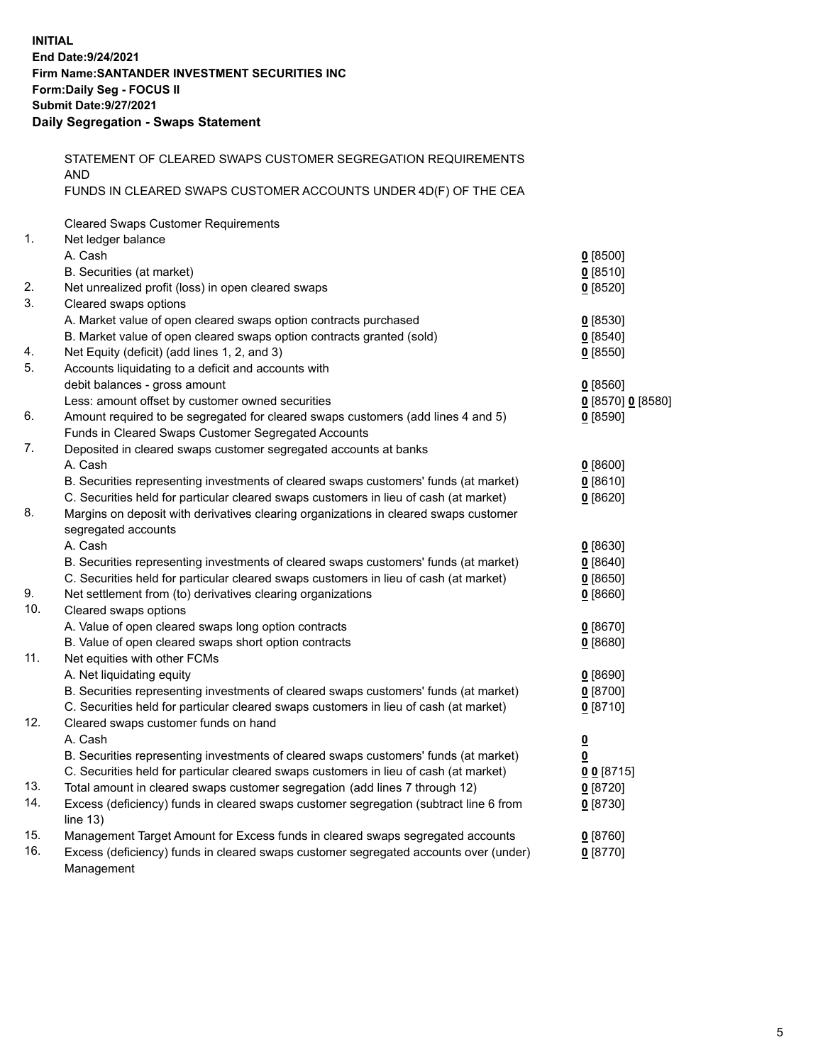**INITIAL**
**End Date:9/24/2021**
**Firm Name:SANTANDER INVESTMENT SECURITIES INC**
**Form:Daily Seg - FOCUS II**
**Submit Date:9/27/2021**
**Daily Segregation - Swaps Statement**

STATEMENT OF CLEARED SWAPS CUSTOMER SEGREGATION REQUIREMENTS AND FUNDS IN CLEARED SWAPS CUSTOMER ACCOUNTS UNDER 4D(F) OF THE CEA

| | | |
|---|---|---|
| | Cleared Swaps Customer Requirements | |
| 1. | Net ledger balance | |
| | A. Cash | 0 [8500] |
| | B. Securities (at market) | 0 [8510] |
| 2. | Net unrealized profit (loss) in open cleared swaps | 0 [8520] |
| 3. | Cleared swaps options | |
| | A. Market value of open cleared swaps option contracts purchased | 0 [8530] |
| | B. Market value of open cleared swaps option contracts granted (sold) | 0 [8540] |
| 4. | Net Equity (deficit) (add lines 1, 2, and 3) | 0 [8550] |
| 5. | Accounts liquidating to a deficit and accounts with | |
| | debit balances - gross amount | 0 [8560] |
| | Less: amount offset by customer owned securities | 0 [8570] 0 [8580] |
| 6. | Amount required to be segregated for cleared swaps customers (add lines 4 and 5) | 0 [8590] |
| | Funds in Cleared Swaps Customer Segregated Accounts | |
| 7. | Deposited in cleared swaps customer segregated accounts at banks | |
| | A. Cash | 0 [8600] |
| | B. Securities representing investments of cleared swaps customers' funds (at market) | 0 [8610] |
| | C. Securities held for particular cleared swaps customers in lieu of cash (at market) | 0 [8620] |
| 8. | Margins on deposit with derivatives clearing organizations in cleared swaps customer segregated accounts | |
| | A. Cash | 0 [8630] |
| | B. Securities representing investments of cleared swaps customers' funds (at market) | 0 [8640] |
| | C. Securities held for particular cleared swaps customers in lieu of cash (at market) | 0 [8650] |
| 9. | Net settlement from (to) derivatives clearing organizations | 0 [8660] |
| 10. | Cleared swaps options | |
| | A. Value of open cleared swaps long option contracts | 0 [8670] |
| | B. Value of open cleared swaps short option contracts | 0 [8680] |
| 11. | Net equities with other FCMs | |
| | A. Net liquidating equity | 0 [8690] |
| | B. Securities representing investments of cleared swaps customers' funds (at market) | 0 [8700] |
| | C. Securities held for particular cleared swaps customers in lieu of cash (at market) | 0 [8710] |
| 12. | Cleared swaps customer funds on hand | |
| | A. Cash | 0 |
| | B. Securities representing investments of cleared swaps customers' funds (at market) | 0 |
| | C. Securities held for particular cleared swaps customers in lieu of cash (at market) | 0 0 [8715] |
| 13. | Total amount in cleared swaps customer segregation (add lines 7 through 12) | 0 [8720] |
| 14. | Excess (deficiency) funds in cleared swaps customer segregation (subtract line 6 from line 13) | 0 [8730] |
| 15. | Management Target Amount for Excess funds in cleared swaps segregated accounts | 0 [8760] |
| 16. | Excess (deficiency) funds in cleared swaps customer segregated accounts over (under) Management | 0 [8770] |